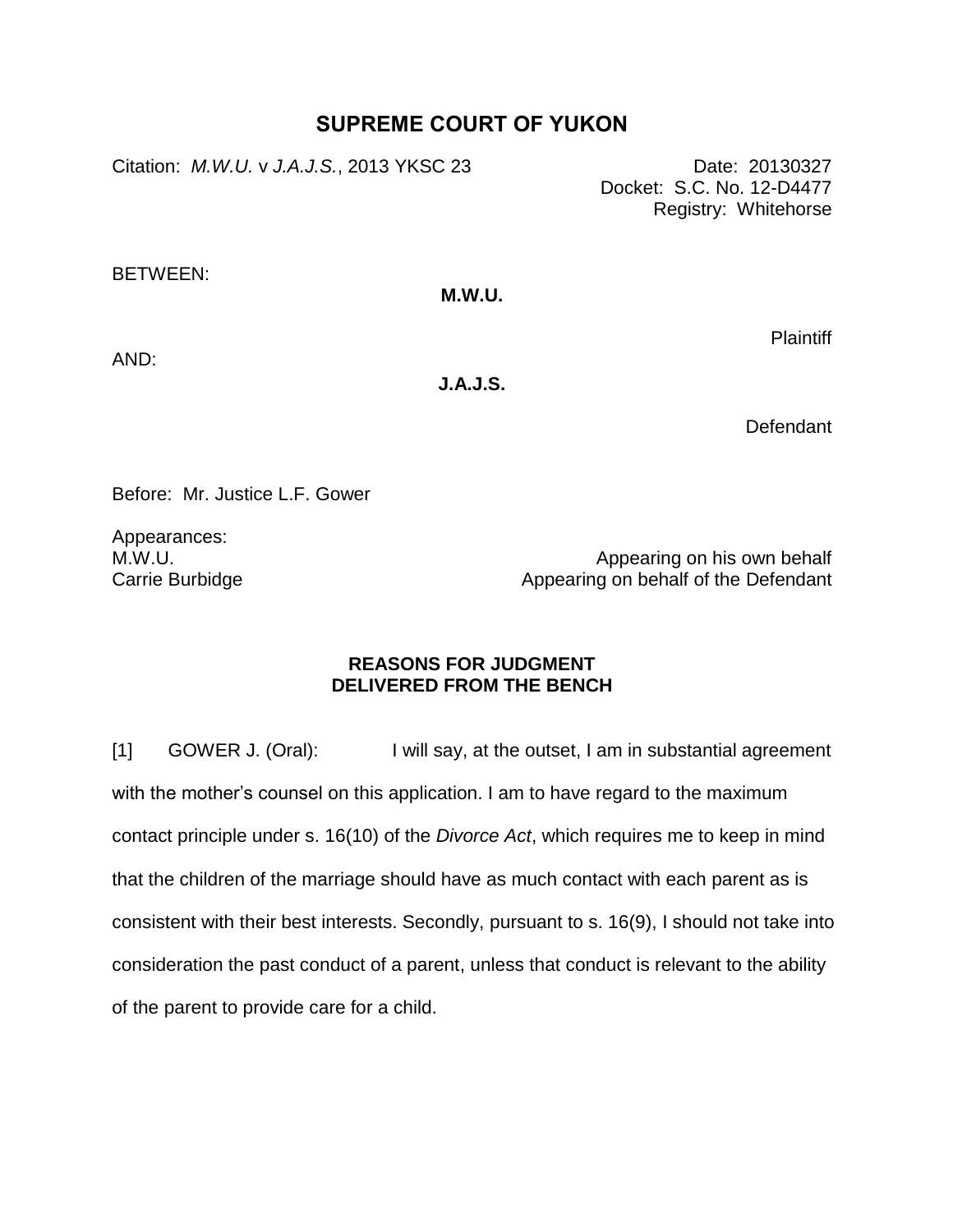# SUPREME COURT OF YUKON

Citation: *M.W.U.* v *J.A.J.S.*, 2013 YKSC 23

Date: 20130327
Docket: S.C. No. 12-D4477
Registry: Whitehorse

BETWEEN:

**M.W.U.**

Plaintiff

AND:

**J.A.J.S.**

Defendant

Before: Mr. Justice L.F. Gower

Appearances:

| | |
|---|---|
| M.W.U. | Appearing on his own behalf |
| Carrie Burbidge | Appearing on behalf of the Defendant |

## REASONS FOR JUDGMENT DELIVERED FROM THE BENCH

[1] GOWER J. (Oral): I will say, at the outset, I am in substantial agreement with the mother's counsel on this application. I am to have regard to the maximum contact principle under s. 16(10) of the *Divorce Act*, which requires me to keep in mind that the children of the marriage should have as much contact with each parent as is consistent with their best interests. Secondly, pursuant to s. 16(9), I should not take into consideration the past conduct of a parent, unless that conduct is relevant to the ability of the parent to provide care for a child.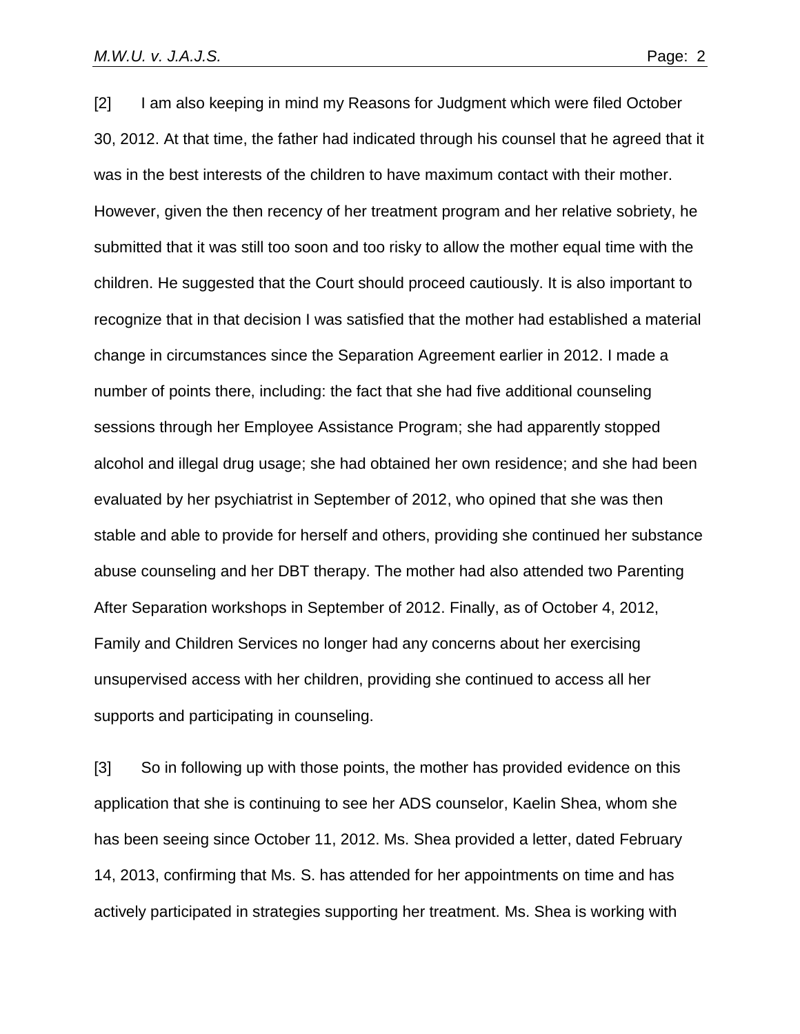[2] I am also keeping in mind my Reasons for Judgment which were filed October 30, 2012. At that time, the father had indicated through his counsel that he agreed that it was in the best interests of the children to have maximum contact with their mother. However, given the then recency of her treatment program and her relative sobriety, he submitted that it was still too soon and too risky to allow the mother equal time with the children. He suggested that the Court should proceed cautiously. It is also important to recognize that in that decision I was satisfied that the mother had established a material change in circumstances since the Separation Agreement earlier in 2012. I made a number of points there, including: the fact that she had five additional counseling sessions through her Employee Assistance Program; she had apparently stopped alcohol and illegal drug usage; she had obtained her own residence; and she had been evaluated by her psychiatrist in September of 2012, who opined that she was then stable and able to provide for herself and others, providing she continued her substance abuse counseling and her DBT therapy. The mother had also attended two Parenting After Separation workshops in September of 2012. Finally, as of October 4, 2012, Family and Children Services no longer had any concerns about her exercising unsupervised access with her children, providing she continued to access all her supports and participating in counseling.

[3] So in following up with those points, the mother has provided evidence on this application that she is continuing to see her ADS counselor, Kaelin Shea, whom she has been seeing since October 11, 2012. Ms. Shea provided a letter, dated February 14, 2013, confirming that Ms. S. has attended for her appointments on time and has actively participated in strategies supporting her treatment. Ms. Shea is working with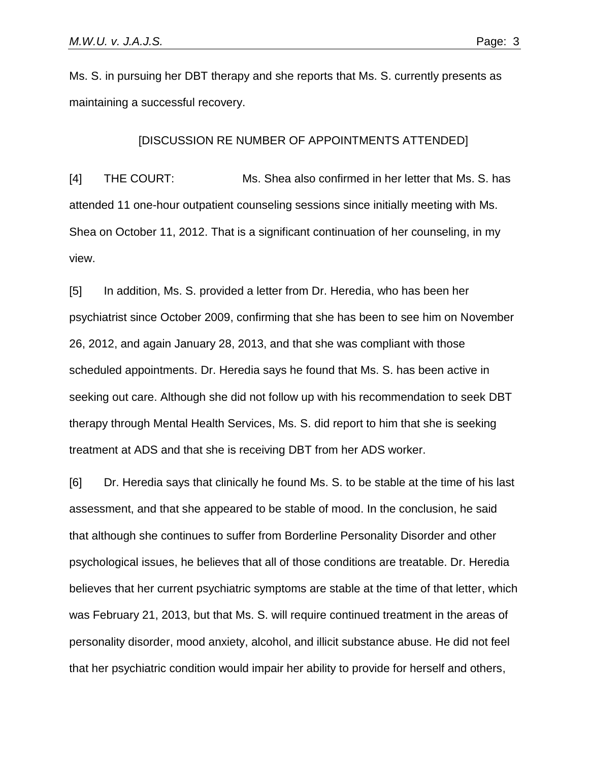Ms. S. in pursuing her DBT therapy and she reports that Ms. S. currently presents as maintaining a successful recovery.

[DISCUSSION RE NUMBER OF APPOINTMENTS ATTENDED]

[4] THE COURT: Ms. Shea also confirmed in her letter that Ms. S. has attended 11 one-hour outpatient counseling sessions since initially meeting with Ms. Shea on October 11, 2012. That is a significant continuation of her counseling, in my view.

[5] In addition, Ms. S. provided a letter from Dr. Heredia, who has been her psychiatrist since October 2009, confirming that she has been to see him on November 26, 2012, and again January 28, 2013, and that she was compliant with those scheduled appointments. Dr. Heredia says he found that Ms. S. has been active in seeking out care. Although she did not follow up with his recommendation to seek DBT therapy through Mental Health Services, Ms. S. did report to him that she is seeking treatment at ADS and that she is receiving DBT from her ADS worker.

[6] Dr. Heredia says that clinically he found Ms. S. to be stable at the time of his last assessment, and that she appeared to be stable of mood. In the conclusion, he said that although she continues to suffer from Borderline Personality Disorder and other psychological issues, he believes that all of those conditions are treatable. Dr. Heredia believes that her current psychiatric symptoms are stable at the time of that letter, which was February 21, 2013, but that Ms. S. will require continued treatment in the areas of personality disorder, mood anxiety, alcohol, and illicit substance abuse. He did not feel that her psychiatric condition would impair her ability to provide for herself and others,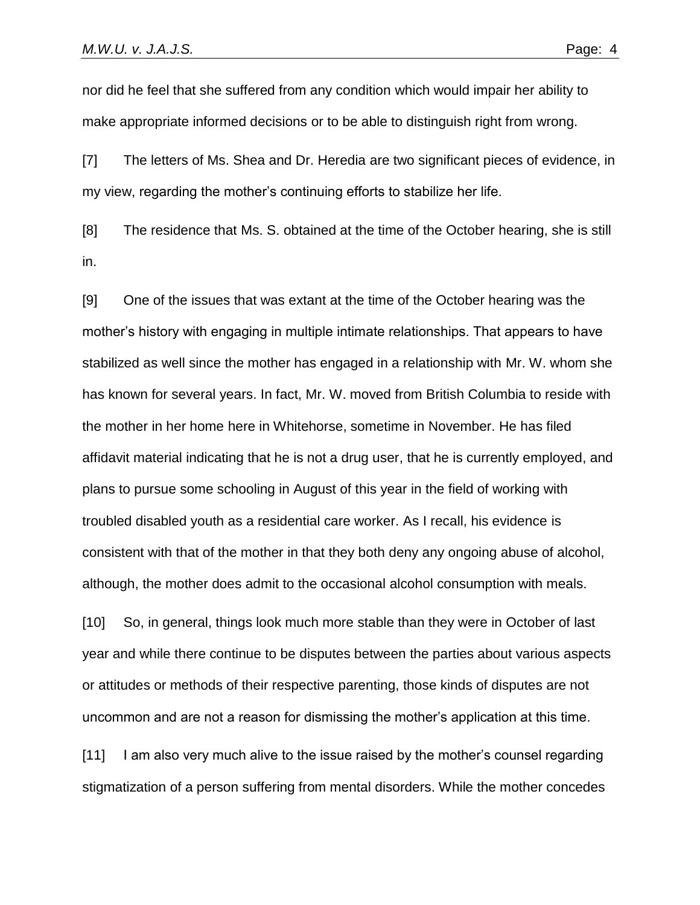nor did he feel that she suffered from any condition which would impair her ability to make appropriate informed decisions or to be able to distinguish right from wrong.

[7] The letters of Ms. Shea and Dr. Heredia are two significant pieces of evidence, in my view, regarding the mother's continuing efforts to stabilize her life.

[8] The residence that Ms. S. obtained at the time of the October hearing, she is still in.

[9] One of the issues that was extant at the time of the October hearing was the mother's history with engaging in multiple intimate relationships. That appears to have stabilized as well since the mother has engaged in a relationship with Mr. W. whom she has known for several years. In fact, Mr. W. moved from British Columbia to reside with the mother in her home here in Whitehorse, sometime in November. He has filed affidavit material indicating that he is not a drug user, that he is currently employed, and plans to pursue some schooling in August of this year in the field of working with troubled disabled youth as a residential care worker. As I recall, his evidence is consistent with that of the mother in that they both deny any ongoing abuse of alcohol, although, the mother does admit to the occasional alcohol consumption with meals.

[10] So, in general, things look much more stable than they were in October of last year and while there continue to be disputes between the parties about various aspects or attitudes or methods of their respective parenting, those kinds of disputes are not uncommon and are not a reason for dismissing the mother's application at this time.

[11] I am also very much alive to the issue raised by the mother's counsel regarding stigmatization of a person suffering from mental disorders. While the mother concedes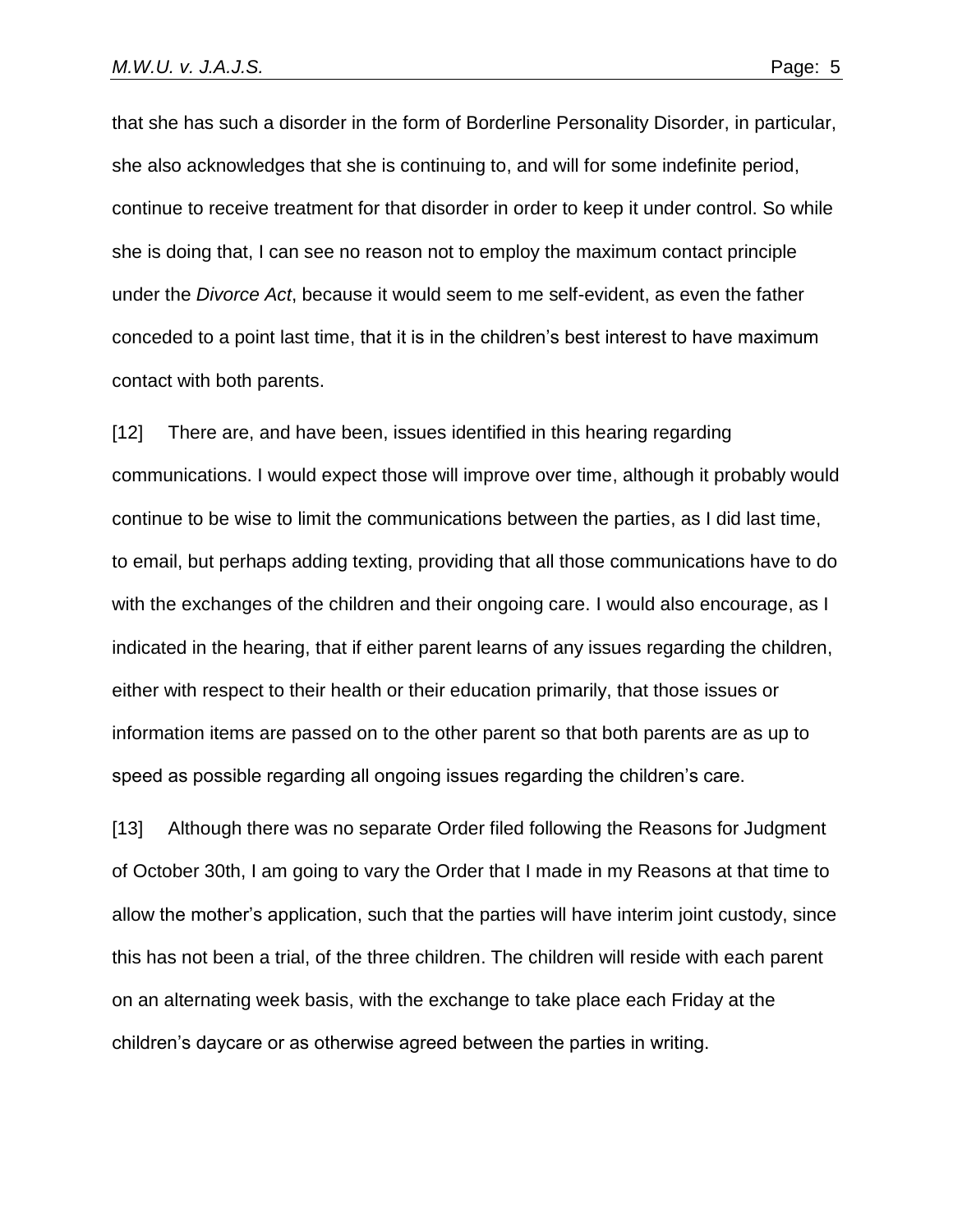that she has such a disorder in the form of Borderline Personality Disorder, in particular, she also acknowledges that she is continuing to, and will for some indefinite period, continue to receive treatment for that disorder in order to keep it under control. So while she is doing that, I can see no reason not to employ the maximum contact principle under the *Divorce Act*, because it would seem to me self-evident, as even the father conceded to a point last time, that it is in the children's best interest to have maximum contact with both parents.

[12] There are, and have been, issues identified in this hearing regarding communications. I would expect those will improve over time, although it probably would continue to be wise to limit the communications between the parties, as I did last time, to email, but perhaps adding texting, providing that all those communications have to do with the exchanges of the children and their ongoing care. I would also encourage, as I indicated in the hearing, that if either parent learns of any issues regarding the children, either with respect to their health or their education primarily, that those issues or information items are passed on to the other parent so that both parents are as up to speed as possible regarding all ongoing issues regarding the children's care.

[13] Although there was no separate Order filed following the Reasons for Judgment of October 30th, I am going to vary the Order that I made in my Reasons at that time to allow the mother's application, such that the parties will have interim joint custody, since this has not been a trial, of the three children. The children will reside with each parent on an alternating week basis, with the exchange to take place each Friday at the children's daycare or as otherwise agreed between the parties in writing.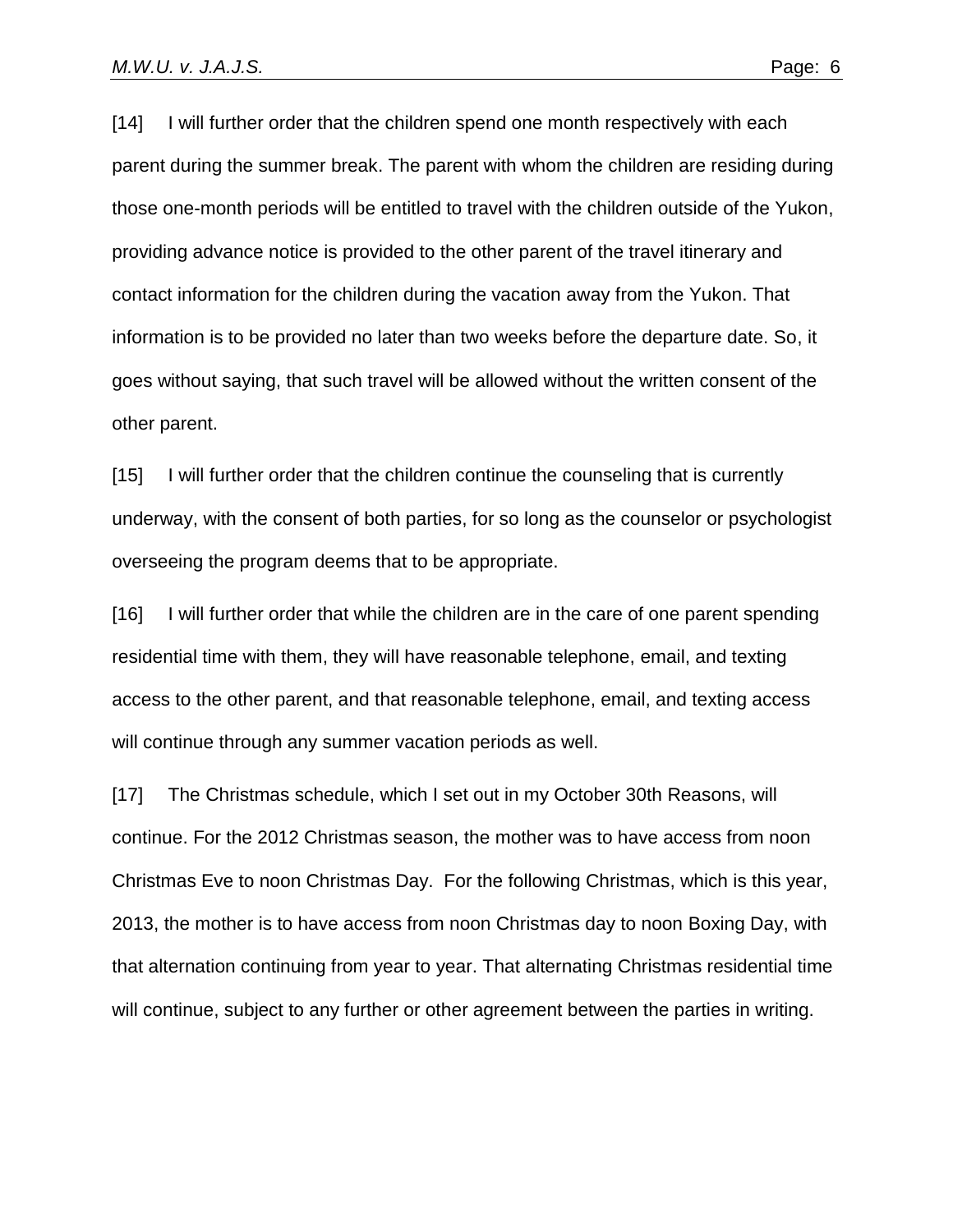[14] I will further order that the children spend one month respectively with each parent during the summer break. The parent with whom the children are residing during those one-month periods will be entitled to travel with the children outside of the Yukon, providing advance notice is provided to the other parent of the travel itinerary and contact information for the children during the vacation away from the Yukon. That information is to be provided no later than two weeks before the departure date. So, it goes without saying, that such travel will be allowed without the written consent of the other parent.

[15] I will further order that the children continue the counseling that is currently underway, with the consent of both parties, for so long as the counselor or psychologist overseeing the program deems that to be appropriate.

[16] I will further order that while the children are in the care of one parent spending residential time with them, they will have reasonable telephone, email, and texting access to the other parent, and that reasonable telephone, email, and texting access will continue through any summer vacation periods as well.

[17] The Christmas schedule, which I set out in my October 30th Reasons, will continue. For the 2012 Christmas season, the mother was to have access from noon Christmas Eve to noon Christmas Day. For the following Christmas, which is this year, 2013, the mother is to have access from noon Christmas day to noon Boxing Day, with that alternation continuing from year to year. That alternating Christmas residential time will continue, subject to any further or other agreement between the parties in writing.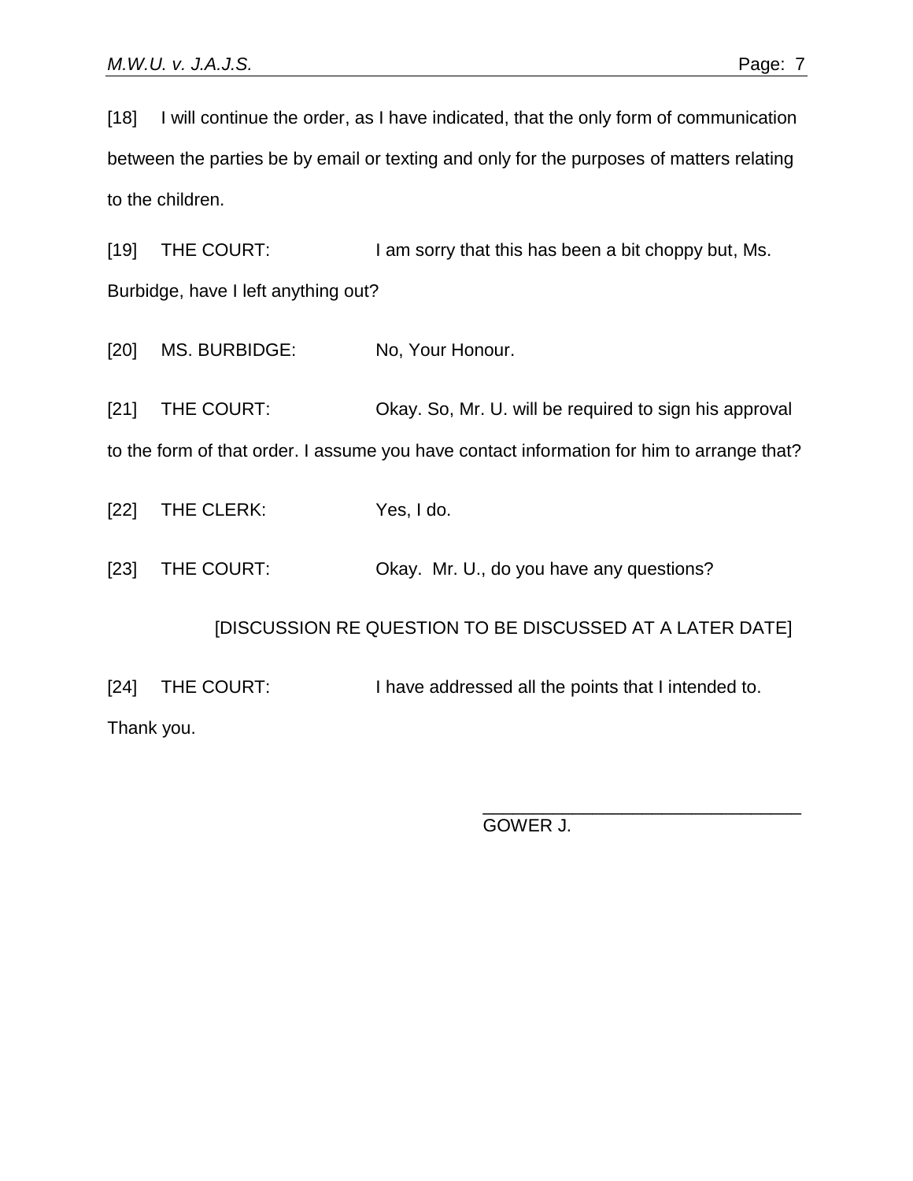[18] I will continue the order, as I have indicated, that the only form of communication between the parties be by email or texting and only for the purposes of matters relating to the children.

[19] THE COURT: I am sorry that this has been a bit choppy but, Ms. Burbidge, have I left anything out?

[20] MS. BURBIDGE: No, Your Honour.

[21] THE COURT: Okay. So, Mr. U. will be required to sign his approval to the form of that order. I assume you have contact information for him to arrange that?

[22] THE CLERK: Yes, I do.

[23] THE COURT: Okay. Mr. U., do you have any questions?

[DISCUSSION RE QUESTION TO BE DISCUSSED AT A LATER DATE]

[24] THE COURT: I have addressed all the points that I intended to. Thank you.

\_\_\_\_\_\_\_\_\_\_\_\_\_\_\_\_\_\_\_\_\_\_\_\_\_\_\_\_\_\_\_\_

GOWER J.